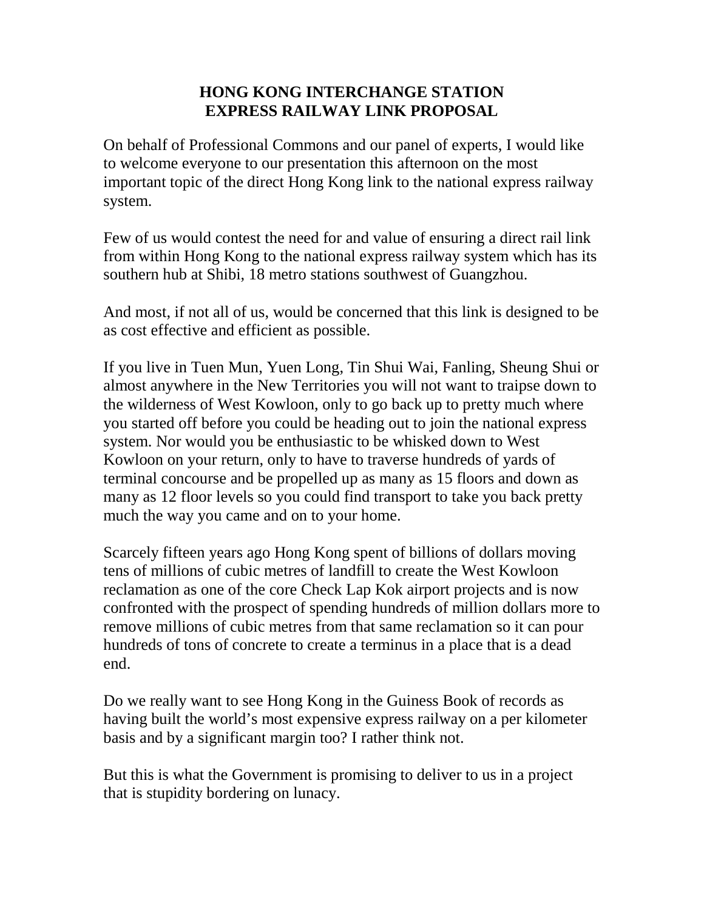# HONG KONG INTERCHANGE STATION
# EXPRESS RAILWAY LINK PROPOSAL

On behalf of Professional Commons and our panel of experts, I would like to welcome everyone to our presentation this afternoon on the most important topic of the direct Hong Kong link to the national express railway system.

Few of us would contest the need for and value of ensuring a direct rail link from within Hong Kong to the national express railway system which has its southern hub at Shibi, 18 metro stations southwest of Guangzhou.

And most, if not all of us, would be concerned that this link is designed to be as cost effective and efficient as possible.

If you live in Tuen Mun, Yuen Long, Tin Shui Wai, Fanling, Sheung Shui or almost anywhere in the New Territories you will not want to traipse down to the wilderness of West Kowloon, only to go back up to pretty much where you started off before you could be heading out to join the national express system. Nor would you be enthusiastic to be whisked down to West Kowloon on your return, only to have to traverse hundreds of yards of terminal concourse and be propelled up as many as 15 floors and down as many as 12 floor levels so you could find transport to take you back pretty much the way you came and on to your home.

Scarcely fifteen years ago Hong Kong spent of billions of dollars moving tens of millions of cubic metres of landfill to create the West Kowloon reclamation as one of the core Check Lap Kok airport projects and is now confronted with the prospect of spending hundreds of million dollars more to remove millions of cubic metres from that same reclamation so it can pour hundreds of tons of concrete to create a terminus in a place that is a dead end.

Do we really want to see Hong Kong in the Guiness Book of records as having built the world's most expensive express railway on a per kilometer basis and by a significant margin too? I rather think not.

But this is what the Government is promising to deliver to us in a project that is stupidity bordering on lunacy.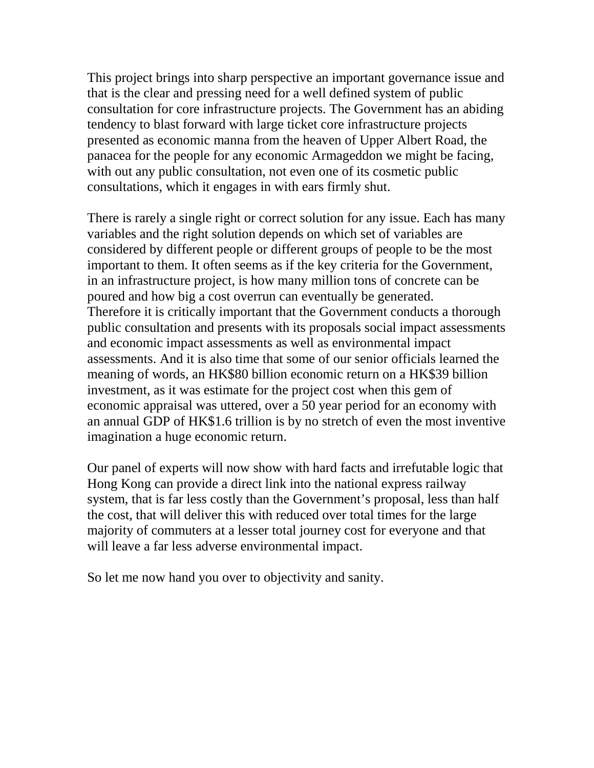This project brings into sharp perspective an important governance issue and that is the clear and pressing need for a well defined system of public consultation for core infrastructure projects. The Government has an abiding tendency to blast forward with large ticket core infrastructure projects presented as economic manna from the heaven of Upper Albert Road, the panacea for the people for any economic Armageddon we might be facing, with out any public consultation, not even one of its cosmetic public consultations, which it engages in with ears firmly shut.

There is rarely a single right or correct solution for any issue. Each has many variables and the right solution depends on which set of variables are considered by different people or different groups of people to be the most important to them. It often seems as if the key criteria for the Government, in an infrastructure project, is how many million tons of concrete can be poured and how big a cost overrun can eventually be generated. Therefore it is critically important that the Government conducts a thorough public consultation and presents with its proposals social impact assessments and economic impact assessments as well as environmental impact assessments. And it is also time that some of our senior officials learned the meaning of words, an HK$80 billion economic return on a HK$39 billion investment, as it was estimate for the project cost when this gem of economic appraisal was uttered, over a 50 year period for an economy with an annual GDP of HK$1.6 trillion is by no stretch of even the most inventive imagination a huge economic return.

Our panel of experts will now show with hard facts and irrefutable logic that Hong Kong can provide a direct link into the national express railway system, that is far less costly than the Government's proposal, less than half the cost, that will deliver this with reduced over total times for the large majority of commuters at a lesser total journey cost for everyone and that will leave a far less adverse environmental impact.

So let me now hand you over to objectivity and sanity.